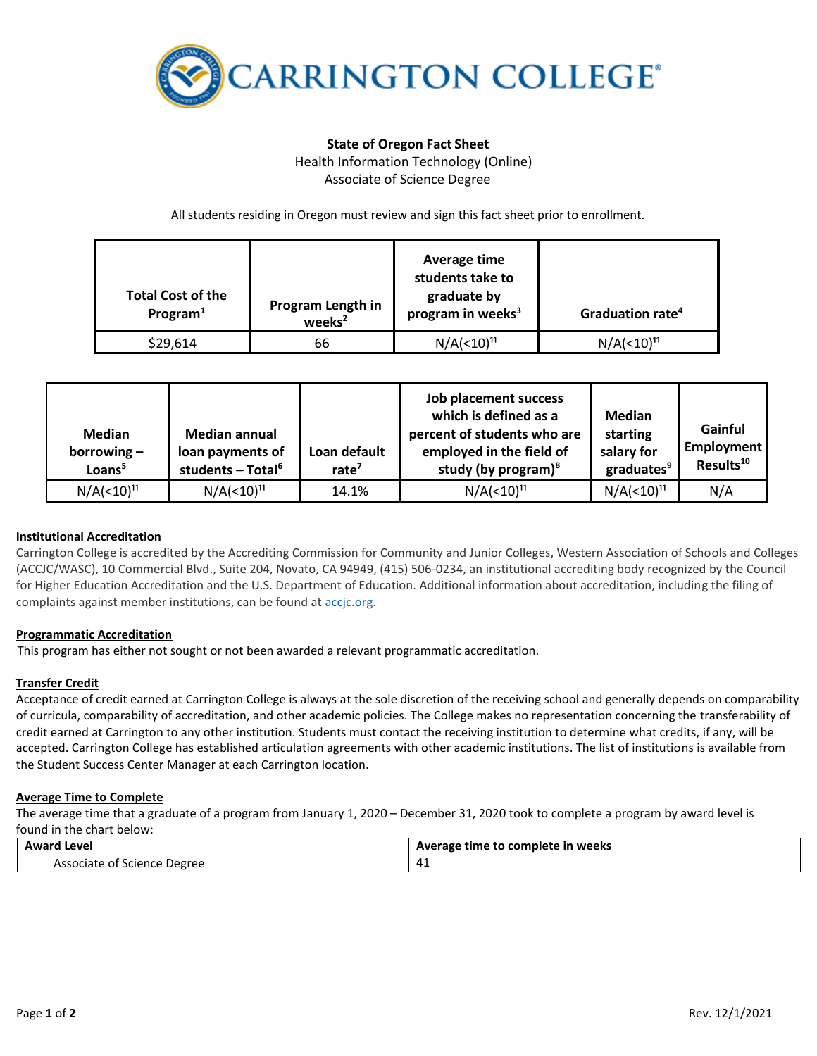# CARRINGTON COLLEGE

**State of Oregon Fact Sheet**

Health Information Technology (Online)

Associate of Science Degree

All students residing in Oregon must review and sign this fact sheet prior to enrollment.

| Total Cost of the Program[1] | Program Length in weeks[2] | Average time students take to graduate by program in weeks[3] | Graduation rate[4] |
|---|---|---|---|
| $29,614 | 66 | N/A(<10)[11] | N/A(<10)[11] |

| Median borrowing – Loans[5] | Median annual loan payments of students – Total[6] | Loan default rate[7] | Job placement success which is defined as a percent of students who are employed in the field of study (by program)[8] | Median starting salary for graduates[9] | Gainful Employment Results[10] |
|---|---|---|---|---|---|
| N/A(<10)[11] | N/A(<10)[11] | 14.1% | N/A(<10)[11] | N/A(<10)[11] | N/A |

**Institutional Accreditation**

Carrington College is accredited by the Accrediting Commission for Community and Junior Colleges, Western Association of Schools and Colleges (ACCJC/WASC), 10 Commercial Blvd., Suite 204, Novato, CA 94949, (415) 506-0234, an institutional accrediting body recognized by the Council for Higher Education Accreditation and the U.S. Department of Education. Additional information about accreditation, including the filing of complaints against member institutions, can be found at accjc.org.

**Programmatic Accreditation**

This program has either not sought or not been awarded a relevant programmatic accreditation.

**Transfer Credit**

Acceptance of credit earned at Carrington College is always at the sole discretion of the receiving school and generally depends on comparability of curricula, comparability of accreditation, and other academic policies. The College makes no representation concerning the transferability of credit earned at Carrington to any other institution. Students must contact the receiving institution to determine what credits, if any, will be accepted. Carrington College has established articulation agreements with other academic institutions. The list of institutions is available from the Student Success Center Manager at each Carrington location.

**Average Time to Complete**

The average time that a graduate of a program from January 1, 2020 – December 31, 2020 took to complete a program by award level is found in the chart below:

| Award Level | Average time to complete in weeks |
|---|---|
| Associate of Science Degree | 41 |

Rev. 12/1/2021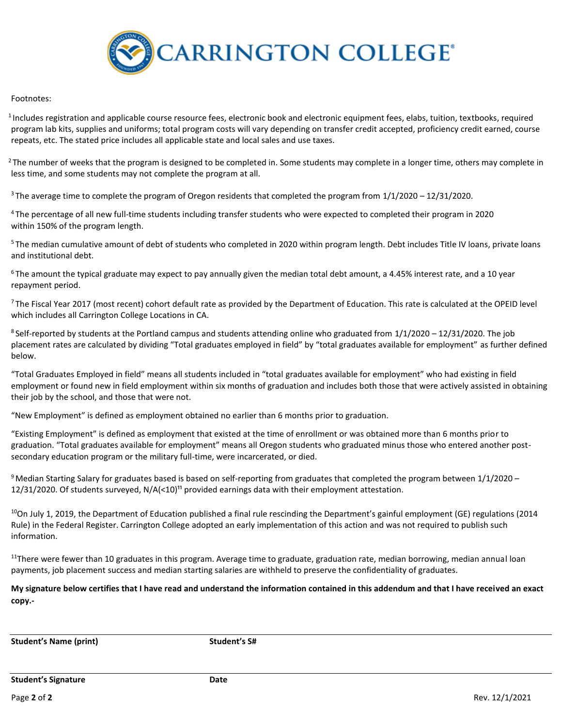Footnotes:

[1] Includes registration and applicable course resource fees, electronic book and electronic equipment fees, elabs, tuition, textbooks, required program lab kits, supplies and uniforms; total program costs will vary depending on transfer credit accepted, proficiency credit earned, course repeats, etc. The stated price includes all applicable state and local sales and use taxes.

[2] The number of weeks that the program is designed to be completed in. Some students may complete in a longer time, others may complete in less time, and some students may not complete the program at all.

[3] The average time to complete the program of Oregon residents that completed the program from 1/1/2020 – 12/31/2020.

[4] The percentage of all new full-time students including transfer students who were expected to completed their program in 2020 within 150% of the program length.

[5] The median cumulative amount of debt of students who completed in 2020 within program length. Debt includes Title IV loans, private loans and institutional debt.

[6] The amount the typical graduate may expect to pay annually given the median total debt amount, a 4.45% interest rate, and a 10 year repayment period.

[7] The Fiscal Year 2017 (most recent) cohort default rate as provided by the Department of Education. This rate is calculated at the OPEID level which includes all Carrington College Locations in CA.

[8] Self-reported by students at the Portland campus and students attending online who graduated from 1/1/2020 – 12/31/2020. The job placement rates are calculated by dividing "Total graduates employed in field" by "total graduates available for employment" as further defined below.

"Total Graduates Employed in field" means all students included in "total graduates available for employment" who had existing in field employment or found new in field employment within six months of graduation and includes both those that were actively assisted in obtaining their job by the school, and those that were not.

"New Employment" is defined as employment obtained no earlier than 6 months prior to graduation.

"Existing Employment" is defined as employment that existed at the time of enrollment or was obtained more than 6 months prior to graduation. "Total graduates available for employment" means all Oregon students who graduated minus those who entered another post-secondary education program or the military full-time, were incarcerated, or died.

[9] Median Starting Salary for graduates based is based on self-reporting from graduates that completed the program between 1/1/2020 – 12/31/2020. Of students surveyed, N/A(<10)[11] provided earnings data with their employment attestation.

[10] On July 1, 2019, the Department of Education published a final rule rescinding the Department's gainful employment (GE) regulations (2014 Rule) in the Federal Register. Carrington College adopted an early implementation of this action and was not required to publish such information.

[11] There were fewer than 10 graduates in this program. Average time to graduate, graduation rate, median borrowing, median annual loan payments, job placement success and median starting salaries are withheld to preserve the confidentiality of graduates.

**My signature below certifies that I have read and understand the information contained in this addendum and that I have received an exact copy.-**

**Student's Name (print)** **Student's S#**

**Student's Signature** **Date**

Rev. 12/1/2021